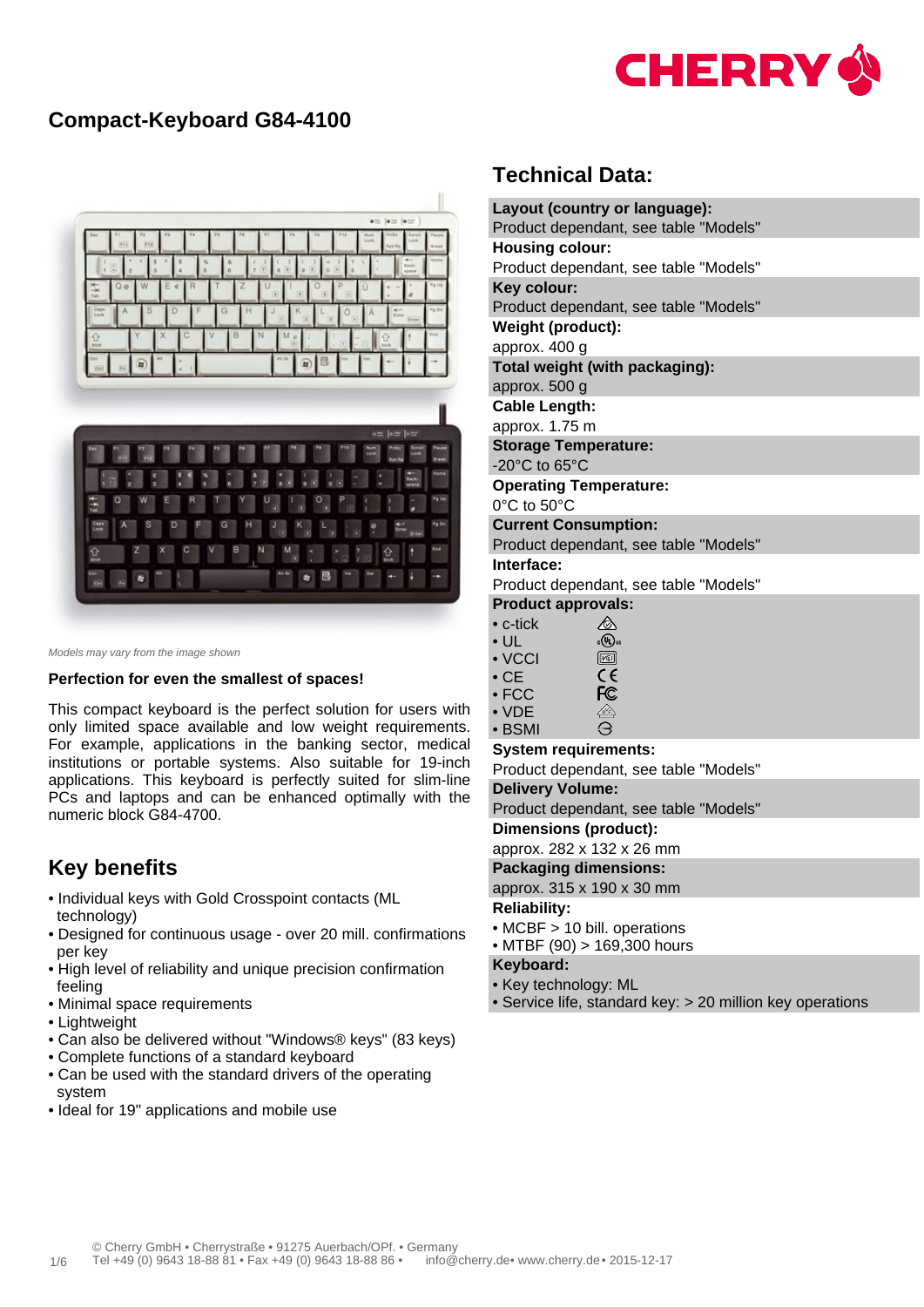CHERRY

# Compact-Keyboard G84-4100

*Models may vary from the image shown*

**Perfection for even the smallest of spaces!**

This compact keyboard is the perfect solution for users with only limited space available and low weight requirements. For example, applications in the banking sector, medical institutions or portable systems. Also suitable for 19-inch applications. This keyboard is perfectly suited for slim-line PCs and laptops and can be enhanced optimally with the numeric block G84-4700.

## Key benefits

- Individual keys with Gold Crosspoint contacts (ML technology)
- Designed for continuous usage - over 20 mill. confirmations per key
- High level of reliability and unique precision confirmation feeling
- Minimal space requirements
- Lightweight
- Can also be delivered without "Windows® keys" (83 keys)
- Complete functions of a standard keyboard
- Can be used with the standard drivers of the operating system
- Ideal for 19" applications and mobile use

## Technical Data:

**Layout (country or language):**
Product dependant, see table "Models"

**Housing colour:**
Product dependant, see table "Models"

**Key colour:**
Product dependant, see table "Models"

**Weight (product):**
approx. 400 g

**Total weight (with packaging):**
approx. 500 g

**Cable Length:**
approx. 1.75 m

**Storage Temperature:**
-20°C to 65°C

**Operating Temperature:**
0°C to 50°C

**Current Consumption:**
Product dependant, see table "Models"

**Interface:**
Product dependant, see table "Models"

**Product approvals:**
- c-tick
- UL
- VCCI
- CE
- FCC
- VDE
- BSMI

**System requirements:**
Product dependant, see table "Models"

**Delivery Volume:**
Product dependant, see table "Models"

**Dimensions (product):**
approx. 282 x 132 x 26 mm

**Packaging dimensions:**
approx. 315 x 190 x 30 mm

**Reliability:**
- MCBF > 10 bill. operations
- MTBF (90) > 169,300 hours

**Keyboard:**
- Key technology: ML
- Service life, standard key: > 20 million key operations

© Cherry GmbH • Cherrystraße • 91275 Auerbach/OPf. • Germany
Tel +49 (0) 9643 18-88 81 • Fax +49 (0) 9643 18-88 86 • info@cherry.de• www.cherry.de• 2015-12-17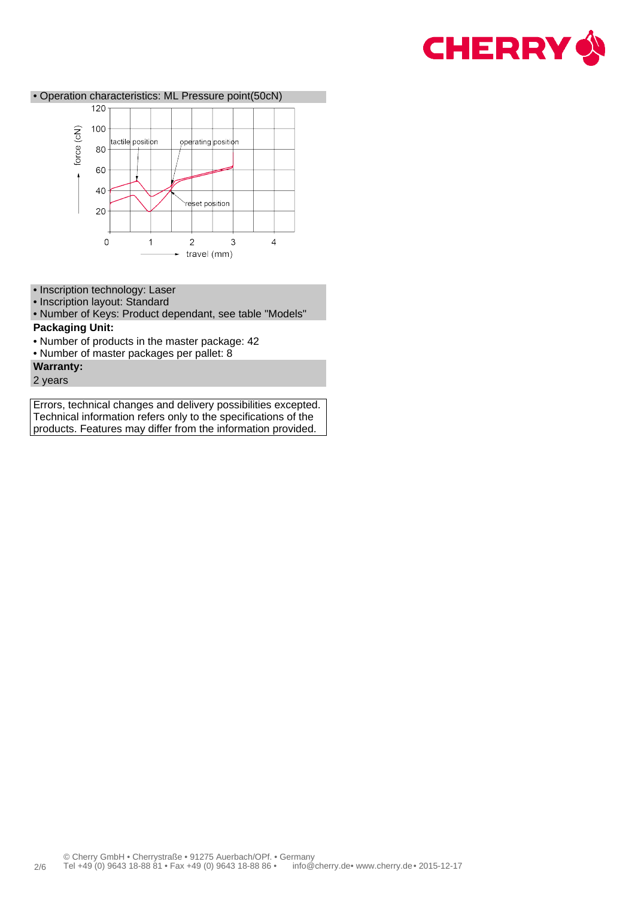• Operation characteristics: ML Pressure point(50cN)

• Inscription technology: Laser
• Inscription layout: Standard
• Number of Keys: Product dependant, see table "Models"

**Packaging Unit:**

• Number of products in the master package: 42
• Number of master packages per pallet: 8

**Warranty:**

2 years

Errors, technical changes and delivery possibilities excepted. Technical information refers only to the specifications of the products. Features may differ from the information provided.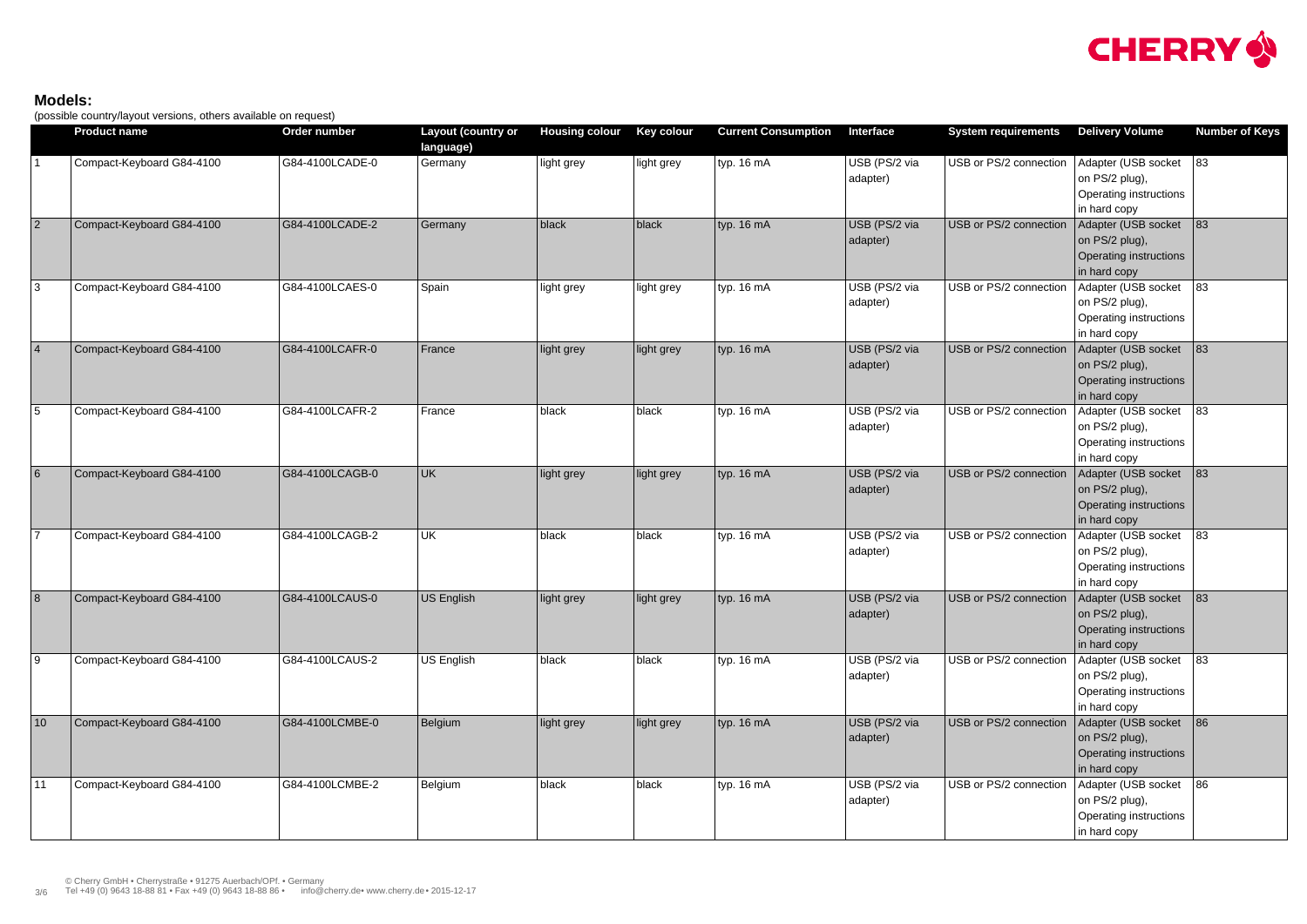**Models:**

(possible country/layout versions, others available on request)

| | Product name | Order number | Layout (country or language) | Housing colour | Key colour | Current Consumption | Interface | System requirements | Delivery Volume | Number of Keys |
|---|---|---|---|---|---|---|---|---|---|---|
| 1 | Compact-Keyboard G84-4100 | G84-4100LCADE-0 | Germany | light grey | light grey | typ. 16 mA | USB (PS/2 via adapter) | USB or PS/2 connection | Adapter (USB socket on PS/2 plug), Operating instructions in hard copy | 83 |
| 2 | Compact-Keyboard G84-4100 | G84-4100LCADE-2 | Germany | black | black | typ. 16 mA | USB (PS/2 via adapter) | USB or PS/2 connection | Adapter (USB socket on PS/2 plug), Operating instructions in hard copy | 83 |
| 3 | Compact-Keyboard G84-4100 | G84-4100LCAES-0 | Spain | light grey | light grey | typ. 16 mA | USB (PS/2 via adapter) | USB or PS/2 connection | Adapter (USB socket on PS/2 plug), Operating instructions in hard copy | 83 |
| 4 | Compact-Keyboard G84-4100 | G84-4100LCAFR-0 | France | light grey | light grey | typ. 16 mA | USB (PS/2 via adapter) | USB or PS/2 connection | Adapter (USB socket on PS/2 plug), Operating instructions in hard copy | 83 |
| 5 | Compact-Keyboard G84-4100 | G84-4100LCAFR-2 | France | black | black | typ. 16 mA | USB (PS/2 via adapter) | USB or PS/2 connection | Adapter (USB socket on PS/2 plug), Operating instructions in hard copy | 83 |
| 6 | Compact-Keyboard G84-4100 | G84-4100LCAGB-0 | UK | light grey | light grey | typ. 16 mA | USB (PS/2 via adapter) | USB or PS/2 connection | Adapter (USB socket on PS/2 plug), Operating instructions in hard copy | 83 |
| 7 | Compact-Keyboard G84-4100 | G84-4100LCAGB-2 | UK | black | black | typ. 16 mA | USB (PS/2 via adapter) | USB or PS/2 connection | Adapter (USB socket on PS/2 plug), Operating instructions in hard copy | 83 |
| 8 | Compact-Keyboard G84-4100 | G84-4100LCAUS-0 | US English | light grey | light grey | typ. 16 mA | USB (PS/2 via adapter) | USB or PS/2 connection | Adapter (USB socket on PS/2 plug), Operating instructions in hard copy | 83 |
| 9 | Compact-Keyboard G84-4100 | G84-4100LCAUS-2 | US English | black | black | typ. 16 mA | USB (PS/2 via adapter) | USB or PS/2 connection | Adapter (USB socket on PS/2 plug), Operating instructions in hard copy | 83 |
| 10 | Compact-Keyboard G84-4100 | G84-4100LCMBE-0 | Belgium | light grey | light grey | typ. 16 mA | USB (PS/2 via adapter) | USB or PS/2 connection | Adapter (USB socket on PS/2 plug), Operating instructions in hard copy | 86 |
| 11 | Compact-Keyboard G84-4100 | G84-4100LCMBE-2 | Belgium | black | black | typ. 16 mA | USB (PS/2 via adapter) | USB or PS/2 connection | Adapter (USB socket on PS/2 plug), Operating instructions in hard copy | 86 |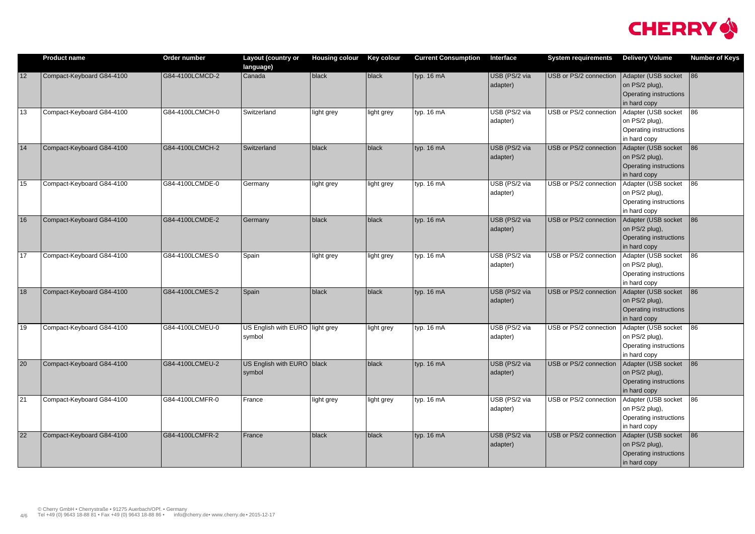| | Product name | Order number | Layout (country or language) | Housing colour | Key colour | Current Consumption | Interface | System requirements | Delivery Volume | Number of Keys |
|---|---|---|---|---|---|---|---|---|---|---|
| 12 | Compact-Keyboard G84-4100 | G84-4100LCMCD-2 | Canada | black | black | typ. 16 mA | USB (PS/2 via adapter) | USB or PS/2 connection | Adapter (USB socket on PS/2 plug), Operating instructions in hard copy | 86 |
| 13 | Compact-Keyboard G84-4100 | G84-4100LCMCH-0 | Switzerland | light grey | light grey | typ. 16 mA | USB (PS/2 via adapter) | USB or PS/2 connection | Adapter (USB socket on PS/2 plug), Operating instructions in hard copy | 86 |
| 14 | Compact-Keyboard G84-4100 | G84-4100LCMCH-2 | Switzerland | black | black | typ. 16 mA | USB (PS/2 via adapter) | USB or PS/2 connection | Adapter (USB socket on PS/2 plug), Operating instructions in hard copy | 86 |
| 15 | Compact-Keyboard G84-4100 | G84-4100LCMDE-0 | Germany | light grey | light grey | typ. 16 mA | USB (PS/2 via adapter) | USB or PS/2 connection | Adapter (USB socket on PS/2 plug), Operating instructions in hard copy | 86 |
| 16 | Compact-Keyboard G84-4100 | G84-4100LCMDE-2 | Germany | black | black | typ. 16 mA | USB (PS/2 via adapter) | USB or PS/2 connection | Adapter (USB socket on PS/2 plug), Operating instructions in hard copy | 86 |
| 17 | Compact-Keyboard G84-4100 | G84-4100LCMES-0 | Spain | light grey | light grey | typ. 16 mA | USB (PS/2 via adapter) | USB or PS/2 connection | Adapter (USB socket on PS/2 plug), Operating instructions in hard copy | 86 |
| 18 | Compact-Keyboard G84-4100 | G84-4100LCMES-2 | Spain | black | black | typ. 16 mA | USB (PS/2 via adapter) | USB or PS/2 connection | Adapter (USB socket on PS/2 plug), Operating instructions in hard copy | 86 |
| 19 | Compact-Keyboard G84-4100 | G84-4100LCMEU-0 | US English with EURO symbol | light grey | light grey | typ. 16 mA | USB (PS/2 via adapter) | USB or PS/2 connection | Adapter (USB socket on PS/2 plug), Operating instructions in hard copy | 86 |
| 20 | Compact-Keyboard G84-4100 | G84-4100LCMEU-2 | US English with EURO symbol | black | black | typ. 16 mA | USB (PS/2 via adapter) | USB or PS/2 connection | Adapter (USB socket on PS/2 plug), Operating instructions in hard copy | 86 |
| 21 | Compact-Keyboard G84-4100 | G84-4100LCMFR-0 | France | light grey | light grey | typ. 16 mA | USB (PS/2 via adapter) | USB or PS/2 connection | Adapter (USB socket on PS/2 plug), Operating instructions in hard copy | 86 |
| 22 | Compact-Keyboard G84-4100 | G84-4100LCMFR-2 | France | black | black | typ. 16 mA | USB (PS/2 via adapter) | USB or PS/2 connection | Adapter (USB socket on PS/2 plug), Operating instructions in hard copy | 86 |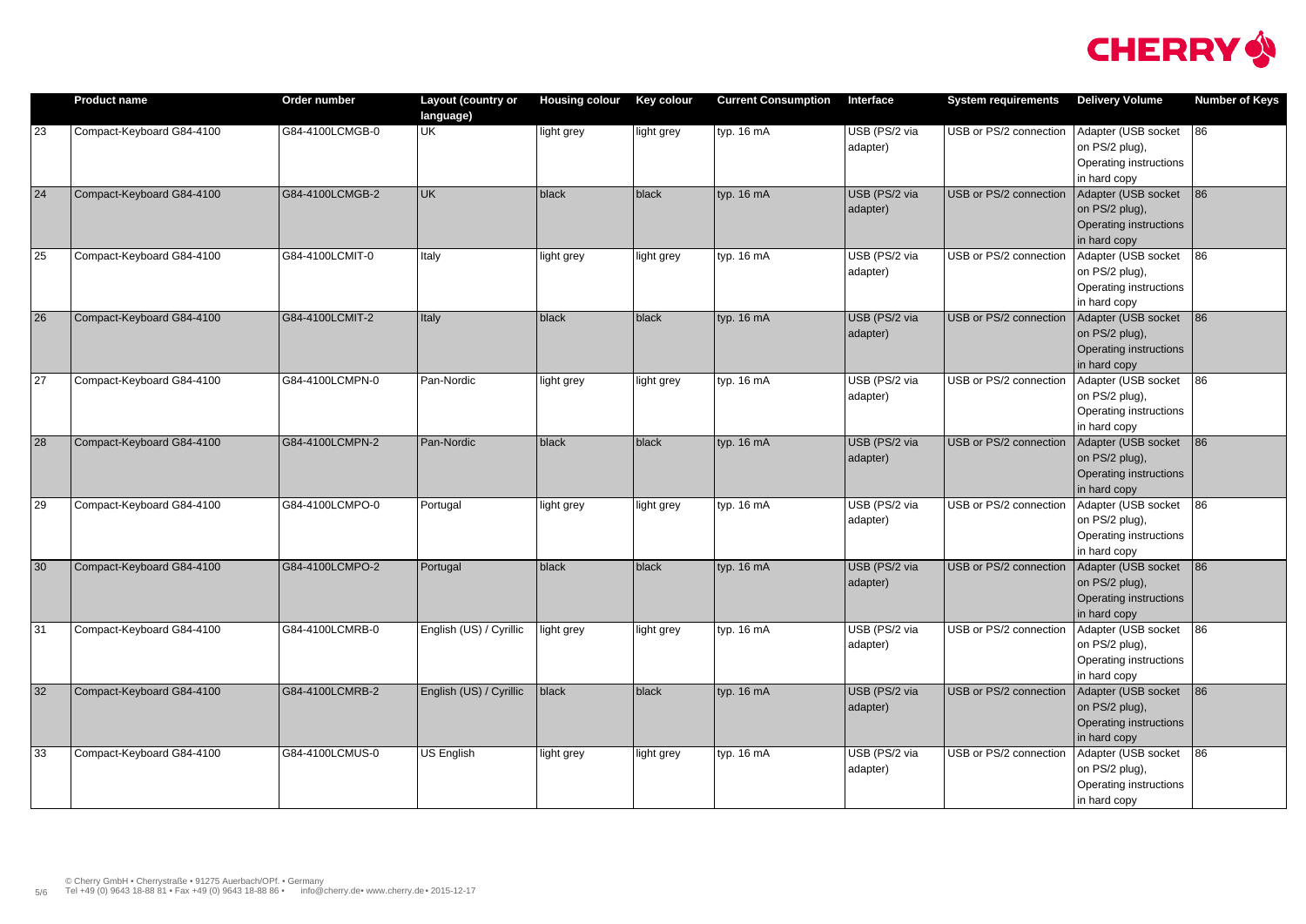| | Product name | Order number | Layout (country or language) | Housing colour | Key colour | Current Consumption | Interface | System requirements | Delivery Volume | Number of Keys |
|---|---|---|---|---|---|---|---|---|---|---|
| 23 | Compact-Keyboard G84-4100 | G84-4100LCMGB-0 | UK | light grey | light grey | typ. 16 mA | USB (PS/2 via adapter) | USB or PS/2 connection | Adapter (USB socket on PS/2 plug), Operating instructions in hard copy | 86 |
| 24 | Compact-Keyboard G84-4100 | G84-4100LCMGB-2 | UK | black | black | typ. 16 mA | USB (PS/2 via adapter) | USB or PS/2 connection | Adapter (USB socket on PS/2 plug), Operating instructions in hard copy | 86 |
| 25 | Compact-Keyboard G84-4100 | G84-4100LCMIT-0 | Italy | light grey | light grey | typ. 16 mA | USB (PS/2 via adapter) | USB or PS/2 connection | Adapter (USB socket on PS/2 plug), Operating instructions in hard copy | 86 |
| 26 | Compact-Keyboard G84-4100 | G84-4100LCMIT-2 | Italy | black | black | typ. 16 mA | USB (PS/2 via adapter) | USB or PS/2 connection | Adapter (USB socket on PS/2 plug), Operating instructions in hard copy | 86 |
| 27 | Compact-Keyboard G84-4100 | G84-4100LCMPN-0 | Pan-Nordic | light grey | light grey | typ. 16 mA | USB (PS/2 via adapter) | USB or PS/2 connection | Adapter (USB socket on PS/2 plug), Operating instructions in hard copy | 86 |
| 28 | Compact-Keyboard G84-4100 | G84-4100LCMPN-2 | Pan-Nordic | black | black | typ. 16 mA | USB (PS/2 via adapter) | USB or PS/2 connection | Adapter (USB socket on PS/2 plug), Operating instructions in hard copy | 86 |
| 29 | Compact-Keyboard G84-4100 | G84-4100LCMPO-0 | Portugal | light grey | light grey | typ. 16 mA | USB (PS/2 via adapter) | USB or PS/2 connection | Adapter (USB socket on PS/2 plug), Operating instructions in hard copy | 86 |
| 30 | Compact-Keyboard G84-4100 | G84-4100LCMPO-2 | Portugal | black | black | typ. 16 mA | USB (PS/2 via adapter) | USB or PS/2 connection | Adapter (USB socket on PS/2 plug), Operating instructions in hard copy | 86 |
| 31 | Compact-Keyboard G84-4100 | G84-4100LCMRB-0 | English (US) / Cyrillic | light grey | light grey | typ. 16 mA | USB (PS/2 via adapter) | USB or PS/2 connection | Adapter (USB socket on PS/2 plug), Operating instructions in hard copy | 86 |
| 32 | Compact-Keyboard G84-4100 | G84-4100LCMRB-2 | English (US) / Cyrillic | black | black | typ. 16 mA | USB (PS/2 via adapter) | USB or PS/2 connection | Adapter (USB socket on PS/2 plug), Operating instructions in hard copy | 86 |
| 33 | Compact-Keyboard G84-4100 | G84-4100LCMUS-0 | US English | light grey | light grey | typ. 16 mA | USB (PS/2 via adapter) | USB or PS/2 connection | Adapter (USB socket on PS/2 plug), Operating instructions in hard copy | 86 |

© Cherry GmbH • Cherrystraße • 91275 Auerbach/OPf. • Germany
Tel +49 (0) 9643 18-88 81 • Fax +49 (0) 9643 18-88 86 • info@cherry.de• www.cherry.de • 2015-12-17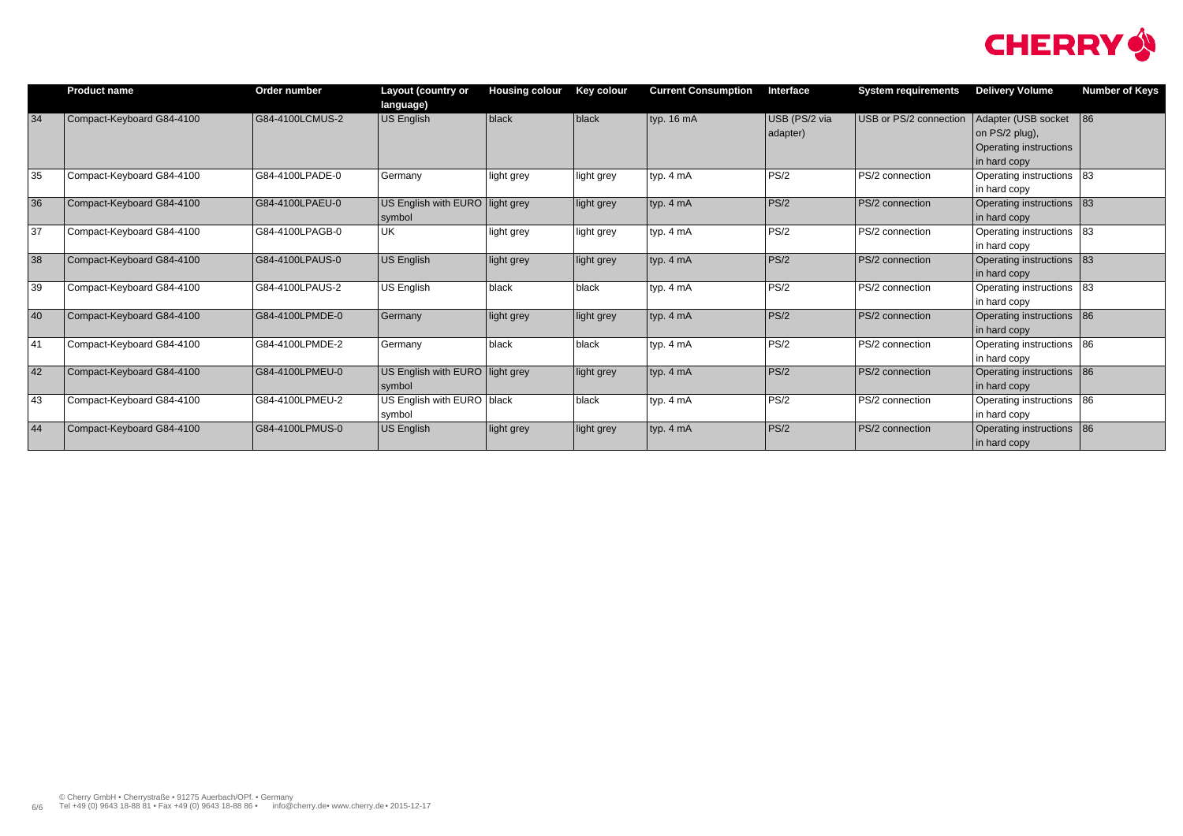| | Product name | Order number | Layout (country or language) | Housing colour | Key colour | Current Consumption | Interface | System requirements | Delivery Volume | Number of Keys |
|---|---|---|---|---|---|---|---|---|---|---|
| 34 | Compact-Keyboard G84-4100 | G84-4100LCMUS-2 | US English | black | black | typ. 16 mA | USB (PS/2 via adapter) | USB or PS/2 connection | Adapter (USB socket on PS/2 plug), Operating instructions in hard copy | 86 |
| 35 | Compact-Keyboard G84-4100 | G84-4100LPADE-0 | Germany | light grey | light grey | typ. 4 mA | PS/2 | PS/2 connection | Operating instructions in hard copy | 83 |
| 36 | Compact-Keyboard G84-4100 | G84-4100LPAEU-0 | US English with EURO symbol | light grey | light grey | typ. 4 mA | PS/2 | PS/2 connection | Operating instructions in hard copy | 83 |
| 37 | Compact-Keyboard G84-4100 | G84-4100LPAGB-0 | UK | light grey | light grey | typ. 4 mA | PS/2 | PS/2 connection | Operating instructions in hard copy | 83 |
| 38 | Compact-Keyboard G84-4100 | G84-4100LPAUS-0 | US English | light grey | light grey | typ. 4 mA | PS/2 | PS/2 connection | Operating instructions in hard copy | 83 |
| 39 | Compact-Keyboard G84-4100 | G84-4100LPAUS-2 | US English | black | black | typ. 4 mA | PS/2 | PS/2 connection | Operating instructions in hard copy | 83 |
| 40 | Compact-Keyboard G84-4100 | G84-4100LPMDE-0 | Germany | light grey | light grey | typ. 4 mA | PS/2 | PS/2 connection | Operating instructions in hard copy | 86 |
| 41 | Compact-Keyboard G84-4100 | G84-4100LPMDE-2 | Germany | black | black | typ. 4 mA | PS/2 | PS/2 connection | Operating instructions in hard copy | 86 |
| 42 | Compact-Keyboard G84-4100 | G84-4100LPMEU-0 | US English with EURO symbol | light grey | light grey | typ. 4 mA | PS/2 | PS/2 connection | Operating instructions in hard copy | 86 |
| 43 | Compact-Keyboard G84-4100 | G84-4100LPMEU-2 | US English with EURO symbol | black | black | typ. 4 mA | PS/2 | PS/2 connection | Operating instructions in hard copy | 86 |
| 44 | Compact-Keyboard G84-4100 | G84-4100LPMUS-0 | US English | light grey | light grey | typ. 4 mA | PS/2 | PS/2 connection | Operating instructions in hard copy | 86 |

© Cherry GmbH • Cherrystraße • 91275 Auerbach/OPf. • Germany
Tel +49 (0) 9643 18-88 81 • Fax +49 (0) 9643 18-88 86 • info@cherry.de• www.cherry.de• 2015-12-17